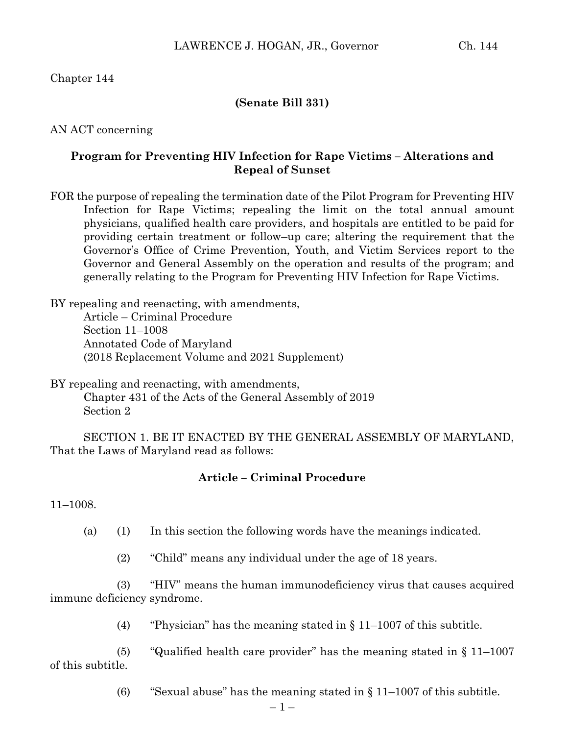Chapter 144

**(Senate Bill 331)**

AN ACT concerning

**Program for Preventing HIV Infection for Rape Victims – Alterations and Repeal of Sunset**

FOR the purpose of repealing the termination date of the Pilot Program for Preventing HIV Infection for Rape Victims; repealing the limit on the total annual amount physicians, qualified health care providers, and hospitals are entitled to be paid for providing certain treatment or follow–up care; altering the requirement that the Governor's Office of Crime Prevention, Youth, and Victim Services report to the Governor and General Assembly on the operation and results of the program; and generally relating to the Program for Preventing HIV Infection for Rape Victims.

BY repealing and reenacting, with amendments,
Article – Criminal Procedure
Section 11–1008
Annotated Code of Maryland
(2018 Replacement Volume and 2021 Supplement)

BY repealing and reenacting, with amendments,
Chapter 431 of the Acts of the General Assembly of 2019
Section 2

SECTION 1. BE IT ENACTED BY THE GENERAL ASSEMBLY OF MARYLAND, That the Laws of Maryland read as follows:

**Article – Criminal Procedure**

11–1008.

(a) (1) In this section the following words have the meanings indicated.

(2) "Child" means any individual under the age of 18 years.

(3) "HIV" means the human immunodeficiency virus that causes acquired immune deficiency syndrome.

(4) "Physician" has the meaning stated in § 11–1007 of this subtitle.

(5) "Qualified health care provider" has the meaning stated in § 11–1007 of this subtitle.

(6) "Sexual abuse" has the meaning stated in § 11–1007 of this subtitle.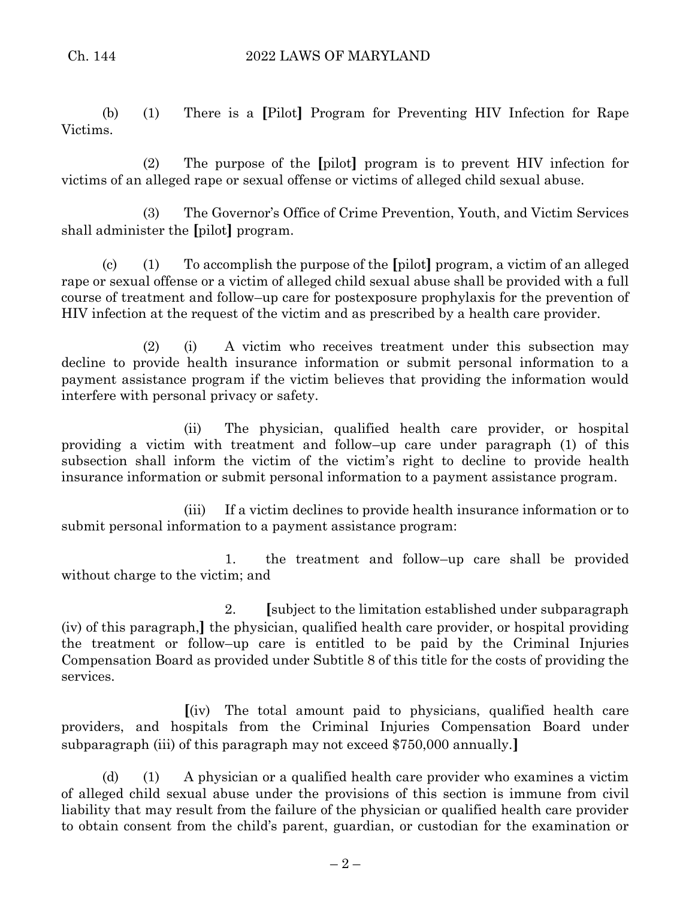(b) (1) There is a **[**Pilot**]** Program for Preventing HIV Infection for Rape Victims.

(2) The purpose of the **[**pilot**]** program is to prevent HIV infection for victims of an alleged rape or sexual offense or victims of alleged child sexual abuse.

(3) The Governor's Office of Crime Prevention, Youth, and Victim Services shall administer the **[**pilot**]** program.

(c) (1) To accomplish the purpose of the **[**pilot**]** program, a victim of an alleged rape or sexual offense or a victim of alleged child sexual abuse shall be provided with a full course of treatment and follow–up care for postexposure prophylaxis for the prevention of HIV infection at the request of the victim and as prescribed by a health care provider.

(2) (i) A victim who receives treatment under this subsection may decline to provide health insurance information or submit personal information to a payment assistance program if the victim believes that providing the information would interfere with personal privacy or safety.

(ii) The physician, qualified health care provider, or hospital providing a victim with treatment and follow–up care under paragraph (1) of this subsection shall inform the victim of the victim's right to decline to provide health insurance information or submit personal information to a payment assistance program.

(iii) If a victim declines to provide health insurance information or to submit personal information to a payment assistance program:

1. the treatment and follow–up care shall be provided without charge to the victim; and

2. **[**subject to the limitation established under subparagraph (iv) of this paragraph,**]** the physician, qualified health care provider, or hospital providing the treatment or follow–up care is entitled to be paid by the Criminal Injuries Compensation Board as provided under Subtitle 8 of this title for the costs of providing the services.

**[**(iv) The total amount paid to physicians, qualified health care providers, and hospitals from the Criminal Injuries Compensation Board under subparagraph (iii) of this paragraph may not exceed $750,000 annually.**]**

(d) (1) A physician or a qualified health care provider who examines a victim of alleged child sexual abuse under the provisions of this section is immune from civil liability that may result from the failure of the physician or qualified health care provider to obtain consent from the child's parent, guardian, or custodian for the examination or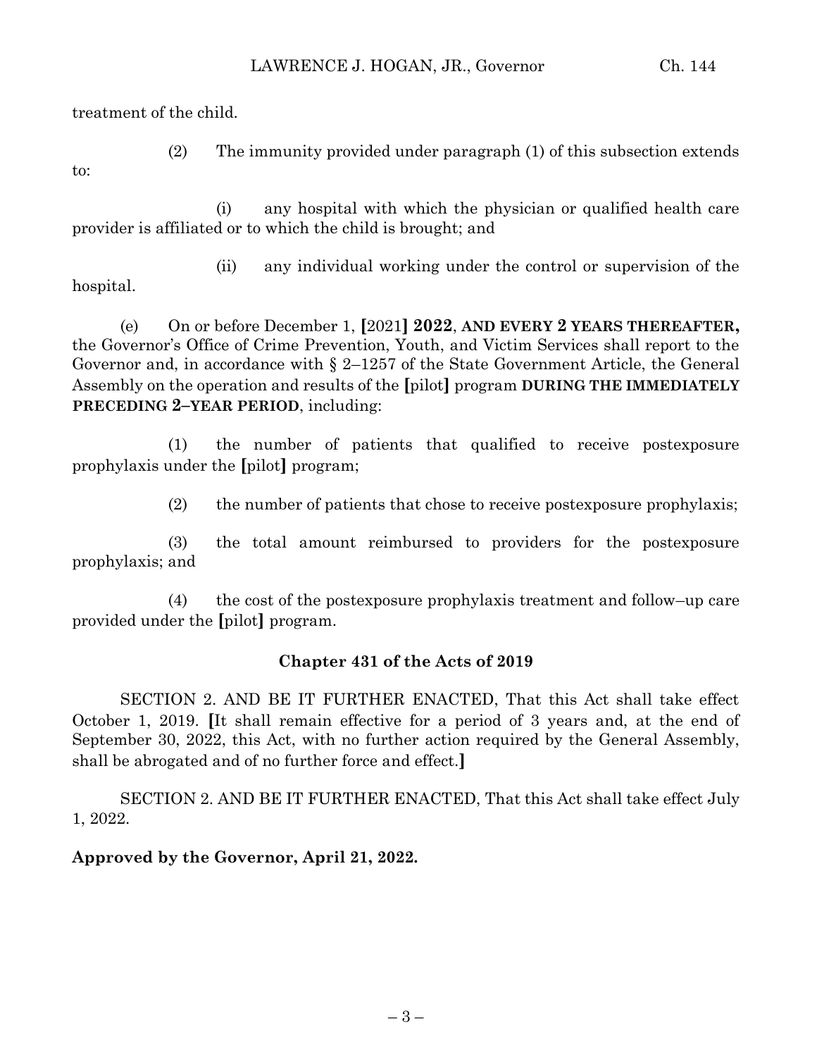treatment of the child.

(2) The immunity provided under paragraph (1) of this subsection extends to:

(i) any hospital with which the physician or qualified health care provider is affiliated or to which the child is brought; and

(ii) any individual working under the control or supervision of the hospital.

(e) On or before December 1, **[**2021**]** **2022**, **AND EVERY 2 YEARS THEREAFTER,** the Governor's Office of Crime Prevention, Youth, and Victim Services shall report to the Governor and, in accordance with § 2–1257 of the State Government Article, the General Assembly on the operation and results of the **[**pilot**]** program **DURING THE IMMEDIATELY PRECEDING 2–YEAR PERIOD**, including:

(1) the number of patients that qualified to receive postexposure prophylaxis under the **[**pilot**]** program;

(2) the number of patients that chose to receive postexposure prophylaxis;

(3) the total amount reimbursed to providers for the postexposure prophylaxis; and

(4) the cost of the postexposure prophylaxis treatment and follow–up care provided under the **[**pilot**]** program.

**Chapter 431 of the Acts of 2019**

SECTION 2. AND BE IT FURTHER ENACTED, That this Act shall take effect October 1, 2019. **[**It shall remain effective for a period of 3 years and, at the end of September 30, 2022, this Act, with no further action required by the General Assembly, shall be abrogated and of no further force and effect.**]**

SECTION 2. AND BE IT FURTHER ENACTED, That this Act shall take effect July 1, 2022.

**Approved by the Governor, April 21, 2022.**